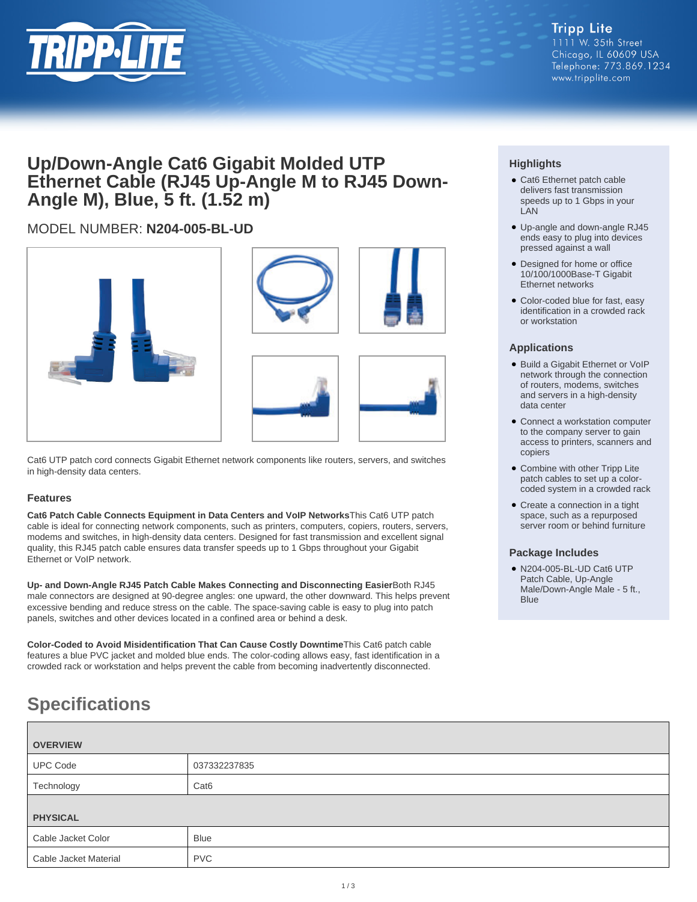Tripp Lite
1111 W. 35th Street
Chicago, IL 60609 USA
Telephone: 773.869.1234
www.tripplite.com

# Up/Down-Angle Cat6 Gigabit Molded UTP Ethernet Cable (RJ45 Up-Angle M to RJ45 Down-Angle M), Blue, 5 ft. (1.52 m)

MODEL NUMBER: **N204-005-BL-UD**

Cat6 UTP patch cord connects Gigabit Ethernet network components like routers, servers, and switches in high-density data centers.

## Features

**Cat6 Patch Cable Connects Equipment in Data Centers and VoIP Networks**This Cat6 UTP patch cable is ideal for connecting network components, such as printers, computers, copiers, routers, servers, modems and switches, in high-density data centers. Designed for fast transmission and excellent signal quality, this RJ45 patch cable ensures data transfer speeds up to 1 Gbps throughout your Gigabit Ethernet or VoIP network.

**Up- and Down-Angle RJ45 Patch Cable Makes Connecting and Disconnecting Easier**Both RJ45 male connectors are designed at 90-degree angles: one upward, the other downward. This helps prevent excessive bending and reduce stress on the cable. The space-saving cable is easy to plug into patch panels, switches and other devices located in a confined area or behind a desk.

**Color-Coded to Avoid Misidentification That Can Cause Costly Downtime**This Cat6 patch cable features a blue PVC jacket and molded blue ends. The color-coding allows easy, fast identification in a crowded rack or workstation and helps prevent the cable from becoming inadvertently disconnected.

## Highlights

- Cat6 Ethernet patch cable delivers fast transmission speeds up to 1 Gbps in your LAN
- Up-angle and down-angle RJ45 ends easy to plug into devices pressed against a wall
- Designed for home or office 10/100/1000Base-T Gigabit Ethernet networks
- Color-coded blue for fast, easy identification in a crowded rack or workstation

## Applications

- Build a Gigabit Ethernet or VoIP network through the connection of routers, modems, switches and servers in a high-density data center
- Connect a workstation computer to the company server to gain access to printers, scanners and copiers
- Combine with other Tripp Lite patch cables to set up a color-coded system in a crowded rack
- Create a connection in a tight space, such as a repurposed server room or behind furniture

## Package Includes

- N204-005-BL-UD Cat6 UTP Patch Cable, Up-Angle Male/Down-Angle Male - 5 ft., Blue

# Specifications

| OVERVIEW | |
|---|---|
| UPC Code | 037332237835 |
| Technology | Cat6 |
| **PHYSICAL** | |
| Cable Jacket Color | Blue |
| Cable Jacket Material | PVC |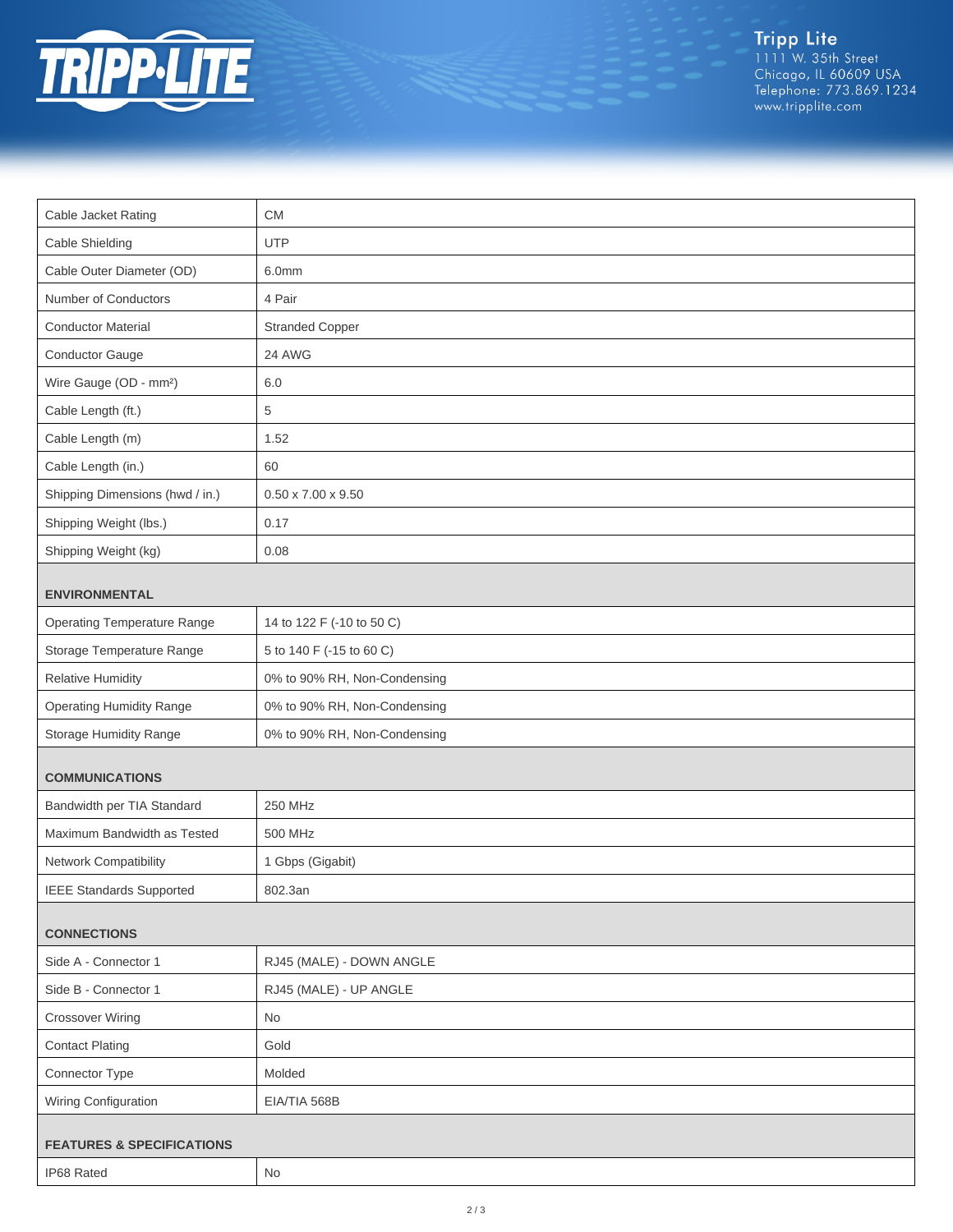| | |
|---|---|
| Cable Jacket Rating | CM |
| Cable Shielding | UTP |
| Cable Outer Diameter (OD) | 6.0mm |
| Number of Conductors | 4 Pair |
| Conductor Material | Stranded Copper |
| Conductor Gauge | 24 AWG |
| Wire Gauge (OD - mm²) | 6.0 |
| Cable Length (ft.) | 5 |
| Cable Length (m) | 1.52 |
| Cable Length (in.) | 60 |
| Shipping Dimensions (hwd / in.) | 0.50 x 7.00 x 9.50 |
| Shipping Weight (lbs.) | 0.17 |
| Shipping Weight (kg) | 0.08 |
| **ENVIRONMENTAL** | |
| Operating Temperature Range | 14 to 122 F (-10 to 50 C) |
| Storage Temperature Range | 5 to 140 F (-15 to 60 C) |
| Relative Humidity | 0% to 90% RH, Non-Condensing |
| Operating Humidity Range | 0% to 90% RH, Non-Condensing |
| Storage Humidity Range | 0% to 90% RH, Non-Condensing |
| **COMMUNICATIONS** | |
| Bandwidth per TIA Standard | 250 MHz |
| Maximum Bandwidth as Tested | 500 MHz |
| Network Compatibility | 1 Gbps (Gigabit) |
| IEEE Standards Supported | 802.3an |
| **CONNECTIONS** | |
| Side A - Connector 1 | RJ45 (MALE) - DOWN ANGLE |
| Side B - Connector 1 | RJ45 (MALE) - UP ANGLE |
| Crossover Wiring | No |
| Contact Plating | Gold |
| Connector Type | Molded |
| Wiring Configuration | EIA/TIA 568B |
| **FEATURES & SPECIFICATIONS** | |
| IP68 Rated | No |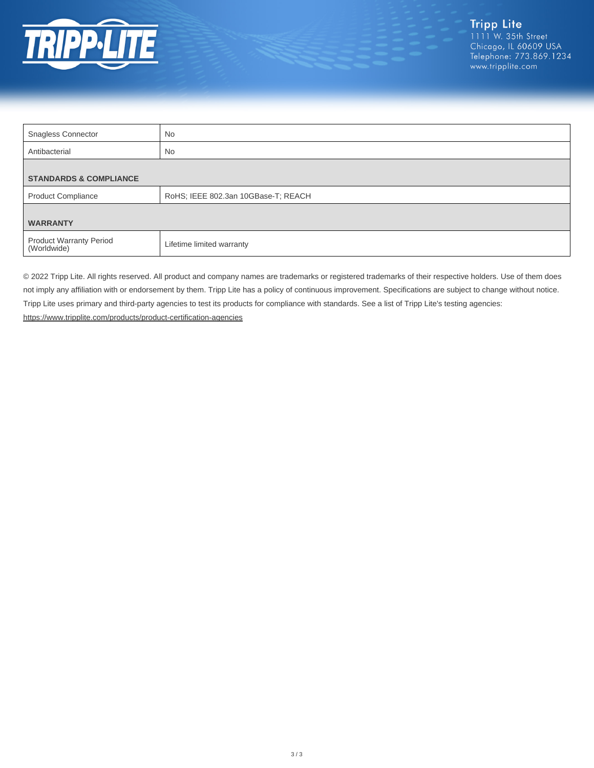| | |
|---|---|
| Snagless Connector | No |
| Antibacterial | No |
| **STANDARDS & COMPLIANCE** | |
| Product Compliance | RoHS; IEEE 802.3an 10GBase-T; REACH |
| **WARRANTY** | |
| Product Warranty Period (Worldwide) | Lifetime limited warranty |

© 2022 Tripp Lite. All rights reserved. All product and company names are trademarks or registered trademarks of their respective holders. Use of them does not imply any affiliation with or endorsement by them. Tripp Lite has a policy of continuous improvement. Specifications are subject to change without notice. Tripp Lite uses primary and third-party agencies to test its products for compliance with standards. See a list of Tripp Lite's testing agencies: https://www.tripplite.com/products/product-certification-agencies